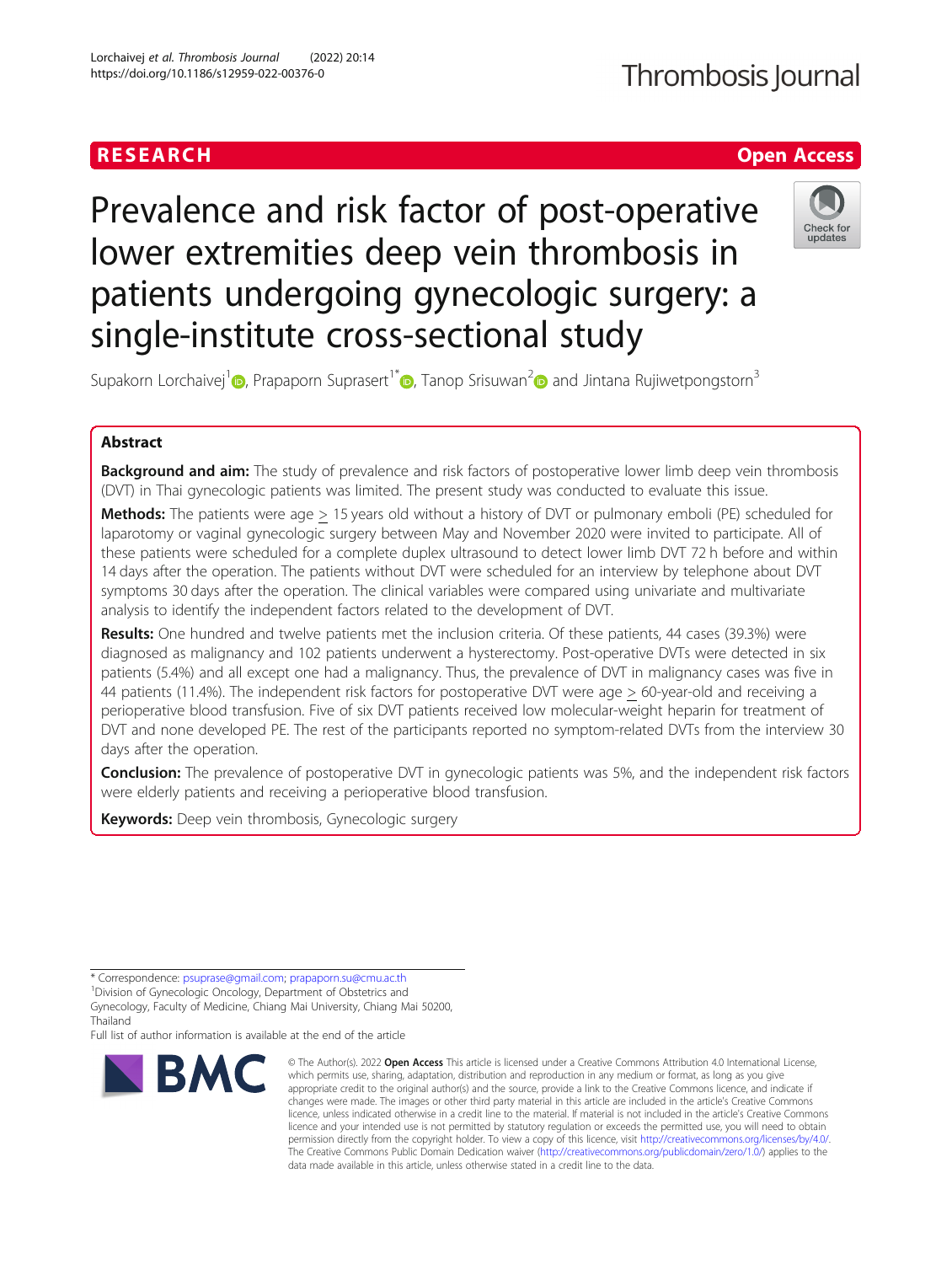RESEARCH

Open Access

# Prevalence and risk factor of post-operative lower extremities deep vein thrombosis in patients undergoing gynecologic surgery: a single-institute cross-sectional study

Supakorn Lorchaivej[1], Prapaporn Suprasert[1*], Tanop Srisuwan[2] and Jintana Rujiwetpongstorn[3]

## Abstract

**Background and aim:** The study of prevalence and risk factors of postoperative lower limb deep vein thrombosis (DVT) in Thai gynecologic patients was limited. The present study was conducted to evaluate this issue.

**Methods:** The patients were age ≥ 15 years old without a history of DVT or pulmonary emboli (PE) scheduled for laparotomy or vaginal gynecologic surgery between May and November 2020 were invited to participate. All of these patients were scheduled for a complete duplex ultrasound to detect lower limb DVT 72 h before and within 14 days after the operation. The patients without DVT were scheduled for an interview by telephone about DVT symptoms 30 days after the operation. The clinical variables were compared using univariate and multivariate analysis to identify the independent factors related to the development of DVT.

**Results:** One hundred and twelve patients met the inclusion criteria. Of these patients, 44 cases (39.3%) were diagnosed as malignancy and 102 patients underwent a hysterectomy. Post-operative DVTs were detected in six patients (5.4%) and all except one had a malignancy. Thus, the prevalence of DVT in malignancy cases was five in 44 patients (11.4%). The independent risk factors for postoperative DVT were age ≥ 60-year-old and receiving a perioperative blood transfusion. Five of six DVT patients received low molecular-weight heparin for treatment of DVT and none developed PE. The rest of the participants reported no symptom-related DVTs from the interview 30 days after the operation.

**Conclusion:** The prevalence of postoperative DVT in gynecologic patients was 5%, and the independent risk factors were elderly patients and receiving a perioperative blood transfusion.

**Keywords:** Deep vein thrombosis, Gynecologic surgery

---

* Correspondence: psuprase@gmail.com; prapaporn.su@cmu.ac.th
[1]Division of Gynecologic Oncology, Department of Obstetrics and Gynecology, Faculty of Medicine, Chiang Mai University, Chiang Mai 50200, Thailand
Full list of author information is available at the end of the article

© The Author(s). 2022 **Open Access** This article is licensed under a Creative Commons Attribution 4.0 International License, which permits use, sharing, adaptation, distribution and reproduction in any medium or format, as long as you give appropriate credit to the original author(s) and the source, provide a link to the Creative Commons licence, and indicate if changes were made. The images or other third party material in this article are included in the article's Creative Commons licence, unless indicated otherwise in a credit line to the material. If material is not included in the article's Creative Commons licence and your intended use is not permitted by statutory regulation or exceeds the permitted use, you will need to obtain permission directly from the copyright holder. To view a copy of this licence, visit http://creativecommons.org/licenses/by/4.0/. The Creative Commons Public Domain Dedication waiver (http://creativecommons.org/publicdomain/zero/1.0/) applies to the data made available in this article, unless otherwise stated in a credit line to the data.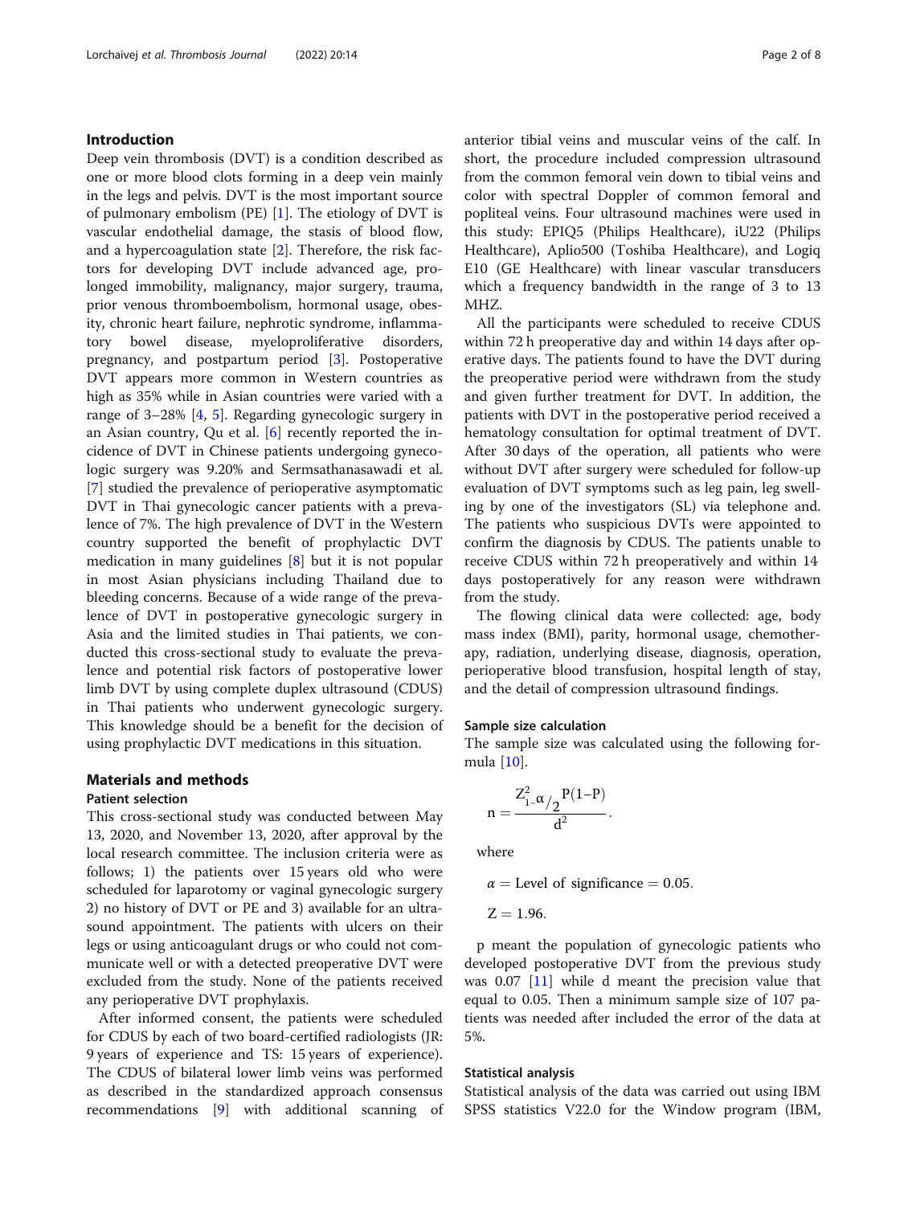## Introduction

Deep vein thrombosis (DVT) is a condition described as one or more blood clots forming in a deep vein mainly in the legs and pelvis. DVT is the most important source of pulmonary embolism (PE) [1]. The etiology of DVT is vascular endothelial damage, the stasis of blood flow, and a hypercoagulation state [2]. Therefore, the risk factors for developing DVT include advanced age, prolonged immobility, malignancy, major surgery, trauma, prior venous thromboembolism, hormonal usage, obesity, chronic heart failure, nephrotic syndrome, inflammatory bowel disease, myeloproliferative disorders, pregnancy, and postpartum period [3]. Postoperative DVT appears more common in Western countries as high as 35% while in Asian countries were varied with a range of 3–28% [4, 5]. Regarding gynecologic surgery in an Asian country, Qu et al. [6] recently reported the incidence of DVT in Chinese patients undergoing gynecologic surgery was 9.20% and Sermsathanasawadi et al. [7] studied the prevalence of perioperative asymptomatic DVT in Thai gynecologic cancer patients with a prevalence of 7%. The high prevalence of DVT in the Western country supported the benefit of prophylactic DVT medication in many guidelines [8] but it is not popular in most Asian physicians including Thailand due to bleeding concerns. Because of a wide range of the prevalence of DVT in postoperative gynecologic surgery in Asia and the limited studies in Thai patients, we conducted this cross-sectional study to evaluate the prevalence and potential risk factors of postoperative lower limb DVT by using complete duplex ultrasound (CDUS) in Thai patients who underwent gynecologic surgery. This knowledge should be a benefit for the decision of using prophylactic DVT medications in this situation.

## Materials and methods

### Patient selection

This cross-sectional study was conducted between May 13, 2020, and November 13, 2020, after approval by the local research committee. The inclusion criteria were as follows; 1) the patients over 15 years old who were scheduled for laparotomy or vaginal gynecologic surgery 2) no history of DVT or PE and 3) available for an ultrasound appointment. The patients with ulcers on their legs or using anticoagulant drugs or who could not communicate well or with a detected preoperative DVT were excluded from the study. None of the patients received any perioperative DVT prophylaxis.

After informed consent, the patients were scheduled for CDUS by each of two board-certified radiologists (JR: 9 years of experience and TS: 15 years of experience). The CDUS of bilateral lower limb veins was performed as described in the standardized approach consensus recommendations [9] with additional scanning of anterior tibial veins and muscular veins of the calf. In short, the procedure included compression ultrasound from the common femoral vein down to tibial veins and color with spectral Doppler of common femoral and popliteal veins. Four ultrasound machines were used in this study: EPIQ5 (Philips Healthcare), iU22 (Philips Healthcare), Aplio500 (Toshiba Healthcare), and Logiq E10 (GE Healthcare) with linear vascular transducers which a frequency bandwidth in the range of 3 to 13 MHZ.

All the participants were scheduled to receive CDUS within 72 h preoperative day and within 14 days after operative days. The patients found to have the DVT during the preoperative period were withdrawn from the study and given further treatment for DVT. In addition, the patients with DVT in the postoperative period received a hematology consultation for optimal treatment of DVT. After 30 days of the operation, all patients who were without DVT after surgery were scheduled for follow-up evaluation of DVT symptoms such as leg pain, leg swelling by one of the investigators (SL) via telephone and. The patients who suspicious DVTs were appointed to confirm the diagnosis by CDUS. The patients unable to receive CDUS within 72 h preoperatively and within 14 days postoperatively for any reason were withdrawn from the study.

The flowing clinical data were collected: age, body mass index (BMI), parity, hormonal usage, chemotherapy, radiation, underlying disease, diagnosis, operation, perioperative blood transfusion, hospital length of stay, and the detail of compression ultrasound findings.

### Sample size calculation

The sample size was calculated using the following formula [10].

$$n = \frac{Z^2_{1-\alpha/2}P(1-P)}{d^2}.$$

where

$\alpha$ = Level of significance = 0.05.

Z = 1.96.

p meant the population of gynecologic patients who developed postoperative DVT from the previous study was 0.07 [11] while d meant the precision value that equal to 0.05. Then a minimum sample size of 107 patients was needed after included the error of the data at 5%.

### Statistical analysis

Statistical analysis of the data was carried out using IBM SPSS statistics V22.0 for the Window program (IBM,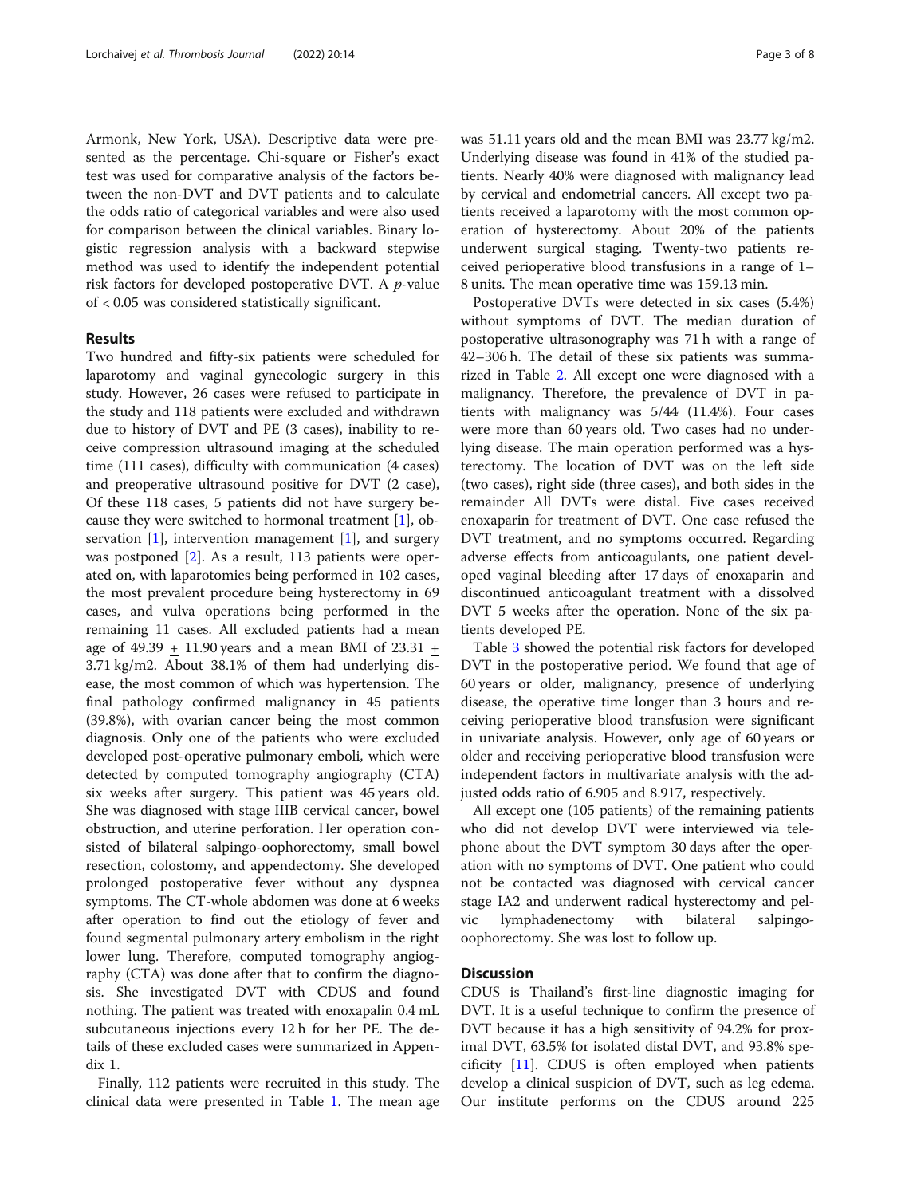Armonk, New York, USA). Descriptive data were presented as the percentage. Chi-square or Fisher's exact test was used for comparative analysis of the factors between the non-DVT and DVT patients and to calculate the odds ratio of categorical variables and were also used for comparison between the clinical variables. Binary logistic regression analysis with a backward stepwise method was used to identify the independent potential risk factors for developed postoperative DVT. A *p*-value of < 0.05 was considered statistically significant.

## Results

Two hundred and fifty-six patients were scheduled for laparotomy and vaginal gynecologic surgery in this study. However, 26 cases were refused to participate in the study and 118 patients were excluded and withdrawn due to history of DVT and PE (3 cases), inability to receive compression ultrasound imaging at the scheduled time (111 cases), difficulty with communication (4 cases) and preoperative ultrasound positive for DVT (2 case), Of these 118 cases, 5 patients did not have surgery because they were switched to hormonal treatment [1], observation [1], intervention management [1], and surgery was postponed [2]. As a result, 113 patients were operated on, with laparotomies being performed in 102 cases, the most prevalent procedure being hysterectomy in 69 cases, and vulva operations being performed in the remaining 11 cases. All excluded patients had a mean age of 49.39 $\pm$ 11.90 years and a mean BMI of 23.31 $\pm$ 3.71 kg/m2. About 38.1% of them had underlying disease, the most common of which was hypertension. The final pathology confirmed malignancy in 45 patients (39.8%), with ovarian cancer being the most common diagnosis. Only one of the patients who were excluded developed post-operative pulmonary emboli, which were detected by computed tomography angiography (CTA) six weeks after surgery. This patient was 45 years old. She was diagnosed with stage IIIB cervical cancer, bowel obstruction, and uterine perforation. Her operation consisted of bilateral salpingo-oophorectomy, small bowel resection, colostomy, and appendectomy. She developed prolonged postoperative fever without any dyspnea symptoms. The CT-whole abdomen was done at 6 weeks after operation to find out the etiology of fever and found segmental pulmonary artery embolism in the right lower lung. Therefore, computed tomography angiography (CTA) was done after that to confirm the diagnosis. She investigated DVT with CDUS and found nothing. The patient was treated with enoxapalin 0.4 mL subcutaneous injections every 12 h for her PE. The details of these excluded cases were summarized in Appendix 1.

Finally, 112 patients were recruited in this study. The clinical data were presented in Table 1. The mean age was 51.11 years old and the mean BMI was 23.77 kg/m2. Underlying disease was found in 41% of the studied patients. Nearly 40% were diagnosed with malignancy lead by cervical and endometrial cancers. All except two patients received a laparotomy with the most common operation of hysterectomy. About 20% of the patients underwent surgical staging. Twenty-two patients received perioperative blood transfusions in a range of 1–8 units. The mean operative time was 159.13 min.

Postoperative DVTs were detected in six cases (5.4%) without symptoms of DVT. The median duration of postoperative ultrasonography was 71 h with a range of 42–306 h. The detail of these six patients was summarized in Table 2. All except one were diagnosed with a malignancy. Therefore, the prevalence of DVT in patients with malignancy was 5/44 (11.4%). Four cases were more than 60 years old. Two cases had no underlying disease. The main operation performed was a hysterectomy. The location of DVT was on the left side (two cases), right side (three cases), and both sides in the remainder All DVTs were distal. Five cases received enoxaparin for treatment of DVT. One case refused the DVT treatment, and no symptoms occurred. Regarding adverse effects from anticoagulants, one patient developed vaginal bleeding after 17 days of enoxaparin and discontinued anticoagulant treatment with a dissolved DVT 5 weeks after the operation. None of the six patients developed PE.

Table 3 showed the potential risk factors for developed DVT in the postoperative period. We found that age of 60 years or older, malignancy, presence of underlying disease, the operative time longer than 3 hours and receiving perioperative blood transfusion were significant in univariate analysis. However, only age of 60 years or older and receiving perioperative blood transfusion were independent factors in multivariate analysis with the adjusted odds ratio of 6.905 and 8.917, respectively.

All except one (105 patients) of the remaining patients who did not develop DVT were interviewed via telephone about the DVT symptom 30 days after the operation with no symptoms of DVT. One patient who could not be contacted was diagnosed with cervical cancer stage IA2 and underwent radical hysterectomy and pelvic lymphadenectomy with bilateral salpingo-oophorectomy. She was lost to follow up.

## Discussion

CDUS is Thailand's first-line diagnostic imaging for DVT. It is a useful technique to confirm the presence of DVT because it has a high sensitivity of 94.2% for proximal DVT, 63.5% for isolated distal DVT, and 93.8% specificity [11]. CDUS is often employed when patients develop a clinical suspicion of DVT, such as leg edema. Our institute performs on the CDUS around 225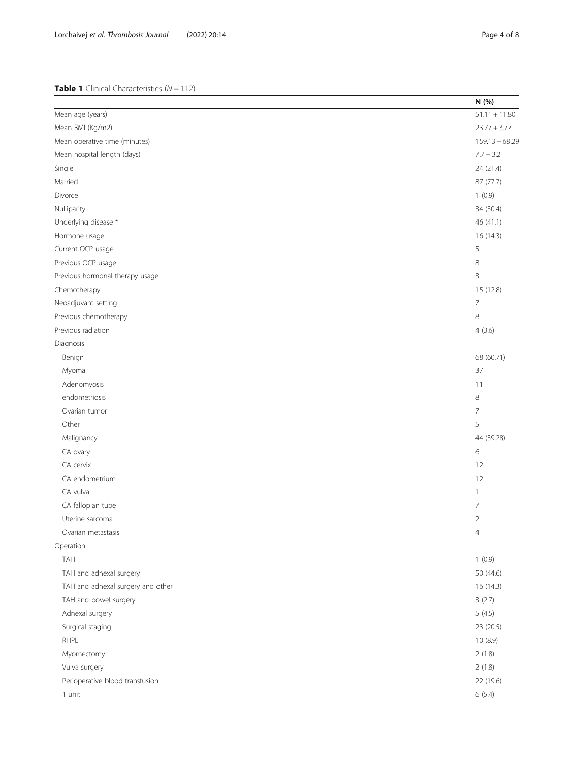**Table 1** Clinical Characteristics ($N = 112$)

| | N (%) |
|---|---|
| Mean age (years) | 51.11 + 11.80 |
| Mean BMI (Kg/m2) | 23.77 + 3.77 |
| Mean operative time (minutes) | 159.13 + 68.29 |
| Mean hospital length (days) | 7.7 + 3.2 |
| Single | 24 (21.4) |
| Married | 87 (77.7) |
| Divorce | 1 (0.9) |
| Nulliparity | 34 (30.4) |
| Underlying disease * | 46 (41.1) |
| Hormone usage | 16 (14.3) |
| Current OCP usage | 5 |
| Previous OCP usage | 8 |
| Previous hormonal therapy usage | 3 |
| Chemotherapy | 15 (12.8) |
| Neoadjuvant setting | 7 |
| Previous chemotherapy | 8 |
| Previous radiation | 4 (3.6) |
| Diagnosis | |
| Benign | 68 (60.71) |
| Myoma | 37 |
| Adenomyosis | 11 |
| endometriosis | 8 |
| Ovarian tumor | 7 |
| Other | 5 |
| Malignancy | 44 (39.28) |
| CA ovary | 6 |
| CA cervix | 12 |
| CA endometrium | 12 |
| CA vulva | 1 |
| CA fallopian tube | 7 |
| Uterine sarcoma | 2 |
| Ovarian metastasis | 4 |
| Operation | |
| TAH | 1 (0.9) |
| TAH and adnexal surgery | 50 (44.6) |
| TAH and adnexal surgery and other | 16 (14.3) |
| TAH and bowel surgery | 3 (2.7) |
| Adnexal surgery | 5 (4.5) |
| Surgical staging | 23 (20.5) |
| RHPL | 10 (8.9) |
| Myomectomy | 2 (1.8) |
| Vulva surgery | 2 (1.8) |
| Perioperative blood transfusion | 22 (19.6) |
| 1 unit | 6 (5.4) |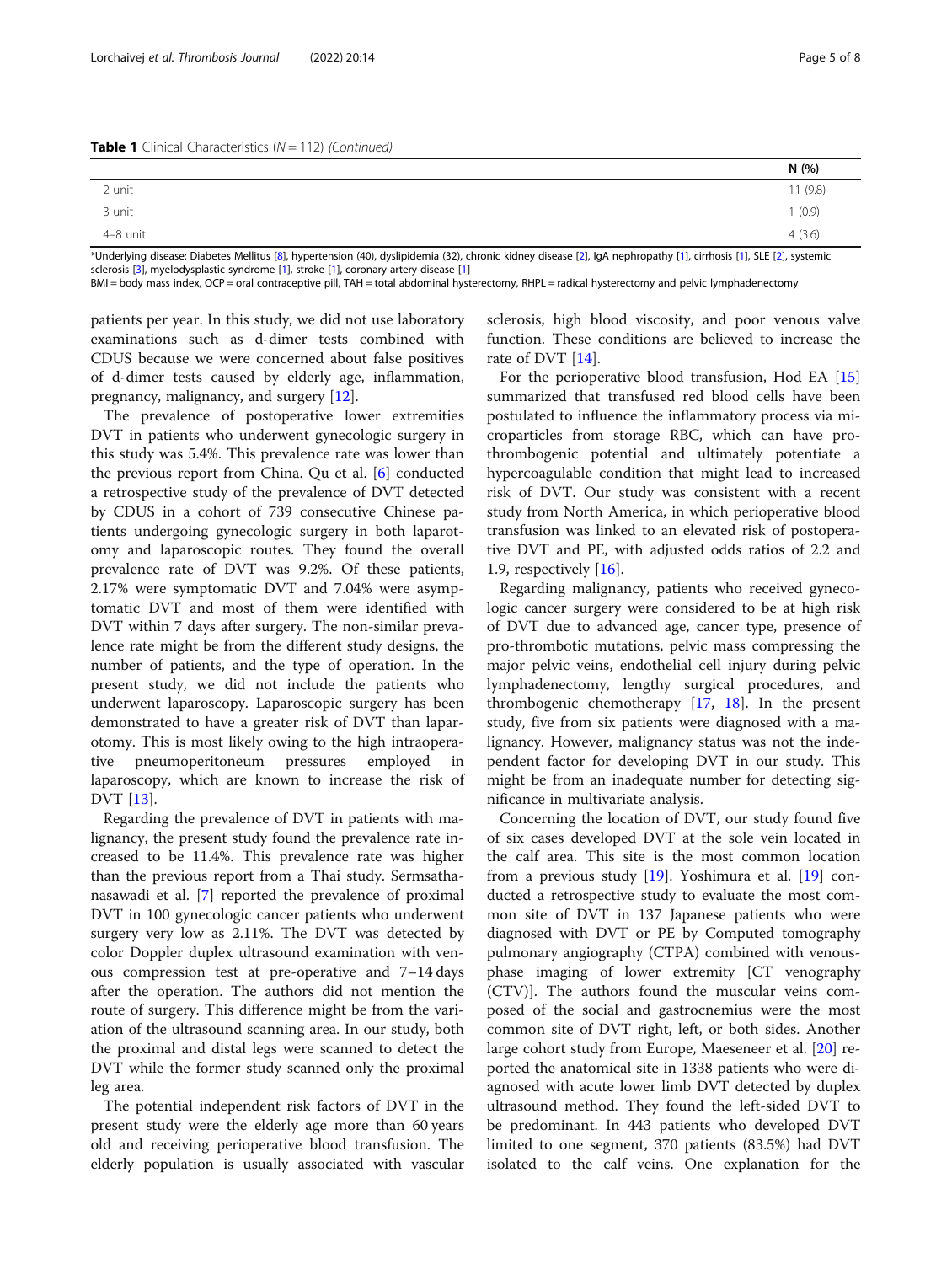**Table 1** Clinical Characteristics (N = 112) *(Continued)*

| | N (%) |
|---|---|
| 2 unit | 11 (9.8) |
| 3 unit | 1 (0.9) |
| 4–8 unit | 4 (3.6) |

*Underlying disease: Diabetes Mellitus [8], hypertension (40), dyslipidemia (32), chronic kidney disease [2], IgA nephropathy [1], cirrhosis [1], SLE [2], systemic sclerosis [3], myelodysplastic syndrome [1], stroke [1], coronary artery disease [1]

BMI = body mass index, OCP = oral contraceptive pill, TAH = total abdominal hysterectomy, RHPL = radical hysterectomy and pelvic lymphadenectomy

patients per year. In this study, we did not use laboratory examinations such as d-dimer tests combined with CDUS because we were concerned about false positives of d-dimer tests caused by elderly age, inflammation, pregnancy, malignancy, and surgery [12].

The prevalence of postoperative lower extremities DVT in patients who underwent gynecologic surgery in this study was 5.4%. This prevalence rate was lower than the previous report from China. Qu et al. [6] conducted a retrospective study of the prevalence of DVT detected by CDUS in a cohort of 739 consecutive Chinese patients undergoing gynecologic surgery in both laparotomy and laparoscopic routes. They found the overall prevalence rate of DVT was 9.2%. Of these patients, 2.17% were symptomatic DVT and 7.04% were asymptomatic DVT and most of them were identified with DVT within 7 days after surgery. The non-similar prevalence rate might be from the different study designs, the number of patients, and the type of operation. In the present study, we did not include the patients who underwent laparoscopy. Laparoscopic surgery has been demonstrated to have a greater risk of DVT than laparotomy. This is most likely owing to the high intraoperative pneumoperitoneum pressures employed in laparoscopy, which are known to increase the risk of DVT [13].

Regarding the prevalence of DVT in patients with malignancy, the present study found the prevalence rate increased to be 11.4%. This prevalence rate was higher than the previous report from a Thai study. Sermsathanasawadi et al. [7] reported the prevalence of proximal DVT in 100 gynecologic cancer patients who underwent surgery very low as 2.11%. The DVT was detected by color Doppler duplex ultrasound examination with venous compression test at pre-operative and 7–14 days after the operation. The authors did not mention the route of surgery. This difference might be from the variation of the ultrasound scanning area. In our study, both the proximal and distal legs were scanned to detect the DVT while the former study scanned only the proximal leg area.

The potential independent risk factors of DVT in the present study were the elderly age more than 60 years old and receiving perioperative blood transfusion. The elderly population is usually associated with vascular sclerosis, high blood viscosity, and poor venous valve function. These conditions are believed to increase the rate of DVT [14].

For the perioperative blood transfusion, Hod EA [15] summarized that transfused red blood cells have been postulated to influence the inflammatory process via microparticles from storage RBC, which can have prothrombogenic potential and ultimately potentiate a hypercoagulable condition that might lead to increased risk of DVT. Our study was consistent with a recent study from North America, in which perioperative blood transfusion was linked to an elevated risk of postoperative DVT and PE, with adjusted odds ratios of 2.2 and 1.9, respectively [16].

Regarding malignancy, patients who received gynecologic cancer surgery were considered to be at high risk of DVT due to advanced age, cancer type, presence of pro-thrombogenic mutations, pelvic mass compressing the major pelvic veins, endothelial cell injury during pelvic lymphadenectomy, lengthy surgical procedures, and thrombogenic chemotherapy [17, 18]. In the present study, five from six patients were diagnosed with a malignancy. However, malignancy status was not the independent factor for developing DVT in our study. This might be from an inadequate number for detecting significance in multivariate analysis.

Concerning the location of DVT, our study found five of six cases developed DVT at the sole vein located in the calf area. This site is the most common location from a previous study [19]. Yoshimura et al. [19] conducted a retrospective study to evaluate the most common site of DVT in 137 Japanese patients who were diagnosed with DVT or PE by Computed tomography pulmonary angiography (CTPA) combined with venous-phase imaging of lower extremity [CT venography (CTV)]. The authors found the muscular veins composed of the social and gastrocnemius were the most common site of DVT right, left, or both sides. Another large cohort study from Europe, Maeseneer et al. [20] reported the anatomical site in 1338 patients who were diagnosed with acute lower limb DVT detected by duplex ultrasound method. They found the left-sided DVT to be predominant. In 443 patients who developed DVT limited to one segment, 370 patients (83.5%) had DVT isolated to the calf veins. One explanation for the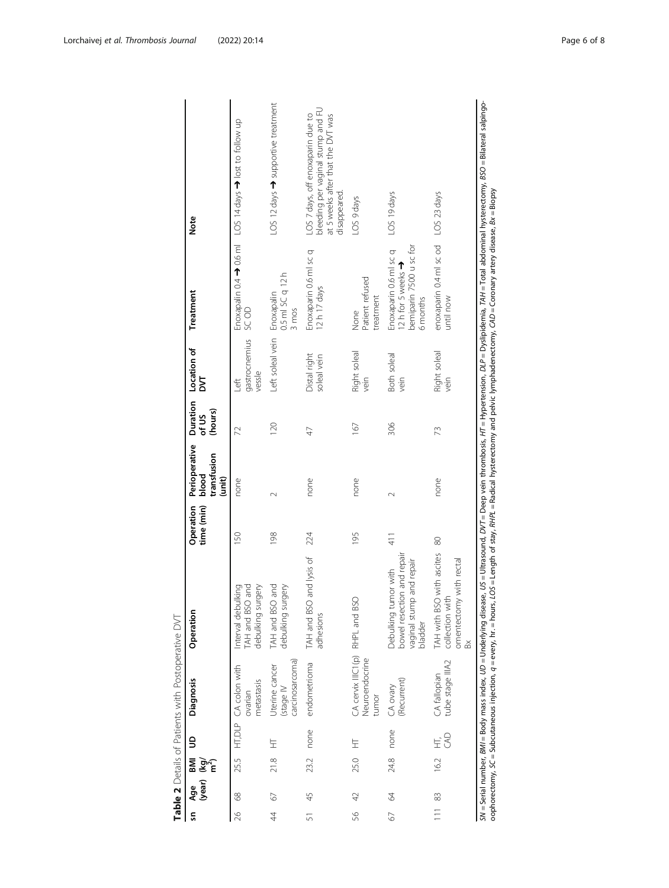**Table 2** Details of Patients with Postoperative DVT

| sn | Age (year) | BMI (kg/m²) | UD | Diagnosis | Operation | Operation time (min) | Perioperative blood transfusion (unit) | Duration of US (hours) | Location of DVT | Treatment | Note |
|---|---|---|---|---|---|---|---|---|---|---|---|
| 26 | 68 | 25.5 | HT,DLP | CA colon with ovarian metastasis | Interval debulking TAH and BSO and debulking surgery | 150 | none | 72 | Left gastrocnemius vessle | Enoxapalin 0.4 → 0.6 ml SC OD | LOS 14 days → lost to follow up |
| 44 | 67 | 21.8 | HT | Uterine cancer (stage IV carcinosarcoma) | TAH and BSO and debulking surgery | 198 | 2 | 120 | Left soleal vein | Enoxapalin 0.5 ml SC q 12 h 3 mos | LOS 12 days → supportive treatment |
| 51 | 45 | 23.2 | none | endometrioma | TAH and BSO and lysis of adhesions | 224 | none | 47 | Distal right soleal vein | Enoxaparin 0.6 ml sc q 12 h 17 days | LOS 7 days, off enoxaparin due to bleeding per vaginal stump and FU at 5 weeks after that the DVT was disappeared. |
| 56 | 42 | 25.0 | HT | CA cervix IIIC1(p) Neuroendocrine tumor | RHPL and BSO | 195 | none | 167 | Right soleal vein | None Patient refused treatment | LOS 9 days |
| 67 | 64 | 24.8 | none | CA ovary (Recurrent) | Debulking tumor with bowel resection and repair vaginal stump and repair bladder | 411 | 2 | 306 | Both soleal vein | Enoxaparin 0.6 ml sc q 12 h for 5 weeks → bemiparin 7500 u sc for 6 months | LOS 19 days |
| 111 | 83 | 16.2 | HT, CAD | CA fallopian tube stage IIIA2 | TAH with BSO with ascites collection with omentectomy with rectal Bx | 80 | none | 73 | Right soleal vein | enoxaparin 0.4 ml sc od until now | LOS 23 days |

*SN* = Serial number, *BMI* = Body mass index, *UD* = Underlying disease, *US* = Ultrasound, *DVT* = Deep vein thrombosis, *HT* = Hypertension, *DLP* = Dyslipidemia, *TAH* = Total abdominal hysterectomy, *BSO* = Bilateral salpingo-oophorectomy, *SC* = Subcutaneous injection, *q* = every, hr. = hours, *LOS* = Length of stay, *RHPL* = Radical hysterectomy and pelvic lymphadenectomy, *CAD* = Coronary artery disease, *Bx* = Biopsy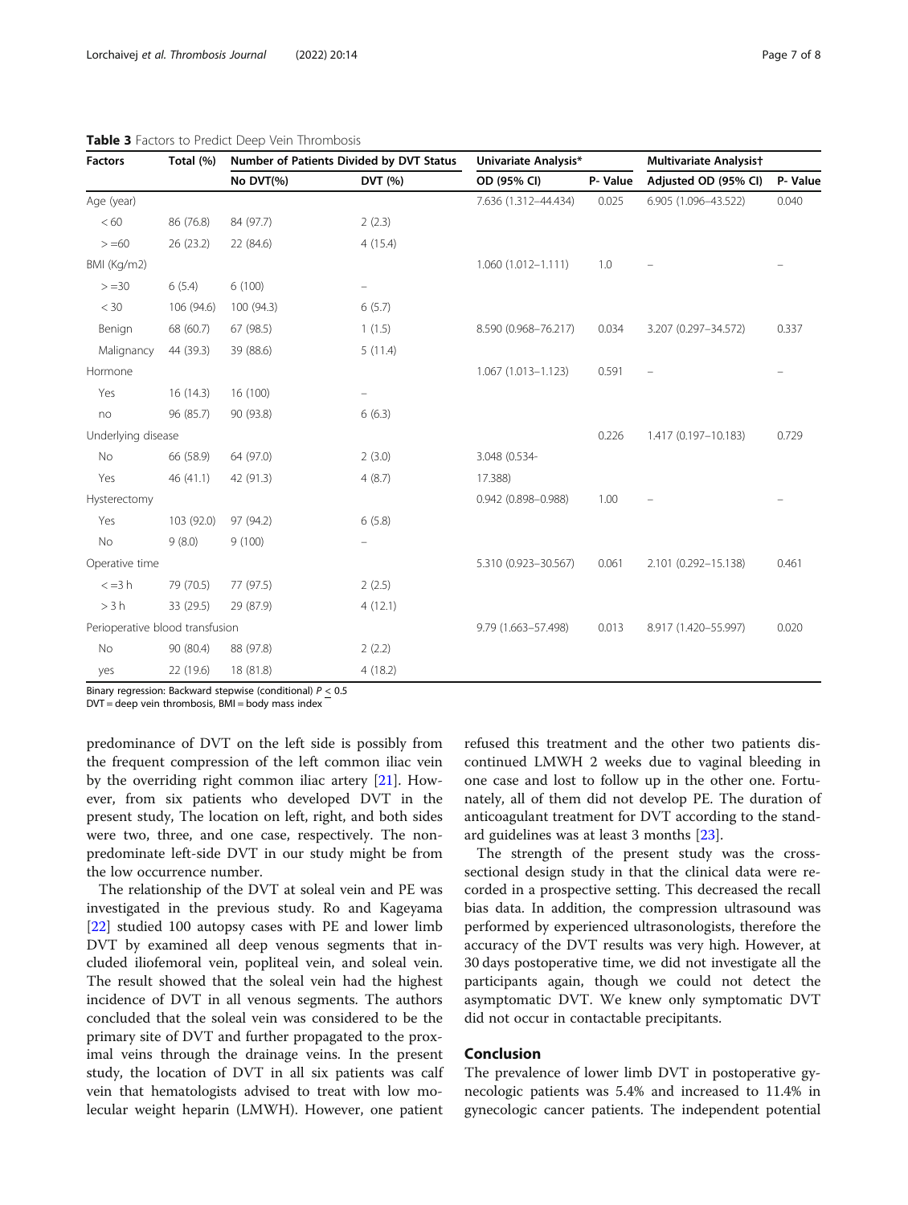**Table 3** Factors to Predict Deep Vein Thrombosis

| Factors | Total (%) | Number of Patients Divided by DVT Status | | Univariate Analysis* | | Multivariate Analysis† | |
|---|---|---|---|---|---|---|---|
| | | No DVT(%) | DVT (%) | OD (95% CI) | P- Value | Adjusted OD (95% CI) | P- Value |
| Age (year) | | | | 7.636 (1.312–44.434) | 0.025 | 6.905 (1.096–43.522) | 0.040 |
| < 60 | 86 (76.8) | 84 (97.7) | 2 (2.3) | | | | |
| > =60 | 26 (23.2) | 22 (84.6) | 4 (15.4) | | | | |
| BMI (Kg/m2) | | | | 1.060 (1.012–1.111) | 1.0 | – | – |
| > =30 | 6 (5.4) | 6 (100) | – | | | | |
| < 30 | 106 (94.6) | 100 (94.3) | 6 (5.7) | | | | |
| Benign | 68 (60.7) | 67 (98.5) | 1 (1.5) | 8.590 (0.968–76.217) | 0.034 | 3.207 (0.297–34.572) | 0.337 |
| Malignancy | 44 (39.3) | 39 (88.6) | 5 (11.4) | | | | |
| Hormone | | | | 1.067 (1.013–1.123) | 0.591 | – | – |
| Yes | 16 (14.3) | 16 (100) | – | | | | |
| no | 96 (85.7) | 90 (93.8) | 6 (6.3) | | | | |
| Underlying disease | | | | | 0.226 | 1.417 (0.197–10.183) | 0.729 |
| No | 66 (58.9) | 64 (97.0) | 2 (3.0) | 3.048 (0.534- | | | |
| Yes | 46 (41.1) | 42 (91.3) | 4 (8.7) | 17.388) | | | |
| Hysterectomy | | | | 0.942 (0.898–0.988) | 1.00 | – | – |
| Yes | 103 (92.0) | 97 (94.2) | 6 (5.8) | | | | |
| No | 9 (8.0) | 9 (100) | – | | | | |
| Operative time | | | | 5.310 (0.923–30.567) | 0.061 | 2.101 (0.292–15.138) | 0.461 |
| < =3 h | 79 (70.5) | 77 (97.5) | 2 (2.5) | | | | |
| > 3 h | 33 (29.5) | 29 (87.9) | 4 (12.1) | | | | |
| Perioperative blood transfusion | | | | 9.79 (1.663–57.498) | 0.013 | 8.917 (1.420–55.997) | 0.020 |
| No | 90 (80.4) | 88 (97.8) | 2 (2.2) | | | | |
| yes | 22 (19.6) | 18 (81.8) | 4 (18.2) | | | | |

Binary regression: Backward stepwise (conditional) $P \leq 0.5$

DVT = deep vein thrombosis, BMI = body mass index

predominance of DVT on the left side is possibly from the frequent compression of the left common iliac vein by the overriding right common iliac artery [21]. However, from six patients who developed DVT in the present study, The location on left, right, and both sides were two, three, and one case, respectively. The non-predominate left-side DVT in our study might be from the low occurrence number.

The relationship of the DVT at soleal vein and PE was investigated in the previous study. Ro and Kageyama [22] studied 100 autopsy cases with PE and lower limb DVT by examined all deep venous segments that included iliofemoral vein, popliteal vein, and soleal vein. The result showed that the soleal vein had the highest incidence of DVT in all venous segments. The authors concluded that the soleal vein was considered to be the primary site of DVT and further propagated to the proximal veins through the drainage veins. In the present study, the location of DVT in all six patients was calf vein that hematologists advised to treat with low molecular weight heparin (LMWH). However, one patient refused this treatment and the other two patients discontinued LMWH 2 weeks due to vaginal bleeding in one case and lost to follow up in the other one. Fortunately, all of them did not develop PE. The duration of anticoagulant treatment for DVT according to the standard guidelines was at least 3 months [23].

The strength of the present study was the cross-sectional design study in that the clinical data were recorded in a prospective setting. This decreased the recall bias data. In addition, the compression ultrasound was performed by experienced ultrasonologists, therefore the accuracy of the DVT results was very high. However, at 30 days postoperative time, we did not investigate all the participants again, though we could not detect the asymptomatic DVT. We knew only symptomatic DVT did not occur in contactable precipitants.

## Conclusion

The prevalence of lower limb DVT in postoperative gynecologic patients was 5.4% and increased to 11.4% in gynecologic cancer patients. The independent potential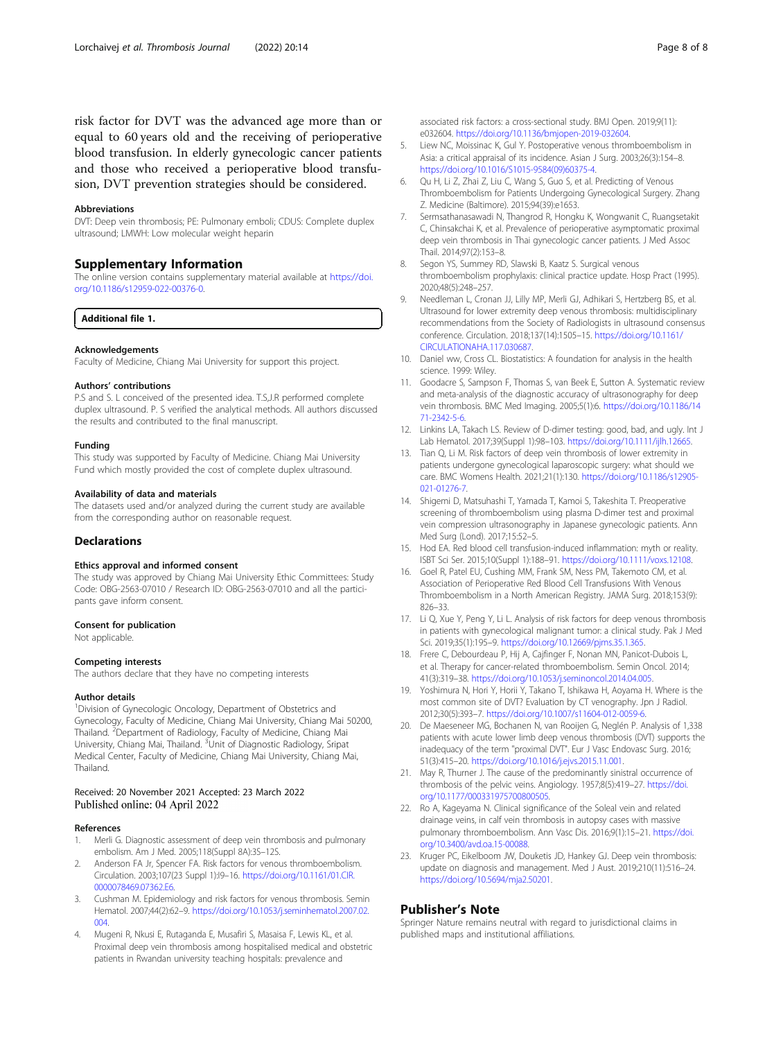risk factor for DVT was the advanced age more than or equal to 60 years old and the receiving of perioperative blood transfusion. In elderly gynecologic cancer patients and those who received a perioperative blood transfusion, DVT prevention strategies should be considered.

### Abbreviations

DVT: Deep vein thrombosis; PE: Pulmonary emboli; CDUS: Complete duplex ultrasound; LMWH: Low molecular weight heparin

## Supplementary Information

The online version contains supplementary material available at https://doi.org/10.1186/s12959-022-00376-0.

**Additional file 1.**

### Acknowledgements

Faculty of Medicine, Chiang Mai University for support this project.

### Authors' contributions

P.S and S. L conceived of the presented idea. T.S,J.R performed complete duplex ultrasound. P. S verified the analytical methods. All authors discussed the results and contributed to the final manuscript.

### Funding

This study was supported by Faculty of Medicine. Chiang Mai University Fund which mostly provided the cost of complete duplex ultrasound.

### Availability of data and materials

The datasets used and/or analyzed during the current study are available from the corresponding author on reasonable request.

## Declarations

### Ethics approval and informed consent

The study was approved by Chiang Mai University Ethic Committees: Study Code: OBG-2563-07010 / Research ID: OBG-2563-07010 and all the participants gave inform consent.

### Consent for publication

Not applicable.

### Competing interests

The authors declare that they have no competing interests

### Author details

[1]Division of Gynecologic Oncology, Department of Obstetrics and Gynecology, Faculty of Medicine, Chiang Mai University, Chiang Mai 50200, Thailand. [2]Department of Radiology, Faculty of Medicine, Chiang Mai University, Chiang Mai, Thailand. [3]Unit of Diagnostic Radiology, Sripat Medical Center, Faculty of Medicine, Chiang Mai University, Chiang Mai, Thailand.

Received: 20 November 2021 Accepted: 23 March 2022
Published online: 04 April 2022

### References

1. Merli G. Diagnostic assessment of deep vein thrombosis and pulmonary embolism. Am J Med. 2005;118(Suppl 8A):3S–12S.
2. Anderson FA Jr, Spencer FA. Risk factors for venous thromboembolism. Circulation. 2003;107(23 Suppl 1):I9–16. https://doi.org/10.1161/01.CIR.0000078469.07362.E6.
3. Cushman M. Epidemiology and risk factors for venous thrombosis. Semin Hematol. 2007;44(2):62–9. https://doi.org/10.1053/j.seminhematol.2007.02.004.
4. Mugeni R, Nkusi E, Rutaganda E, Musafiri S, Masaisa F, Lewis KL, et al. Proximal deep vein thrombosis among hospitalised medical and obstetric patients in Rwandan university teaching hospitals: prevalence and associated risk factors: a cross-sectional study. BMJ Open. 2019;9(11): e032604. https://doi.org/10.1136/bmjopen-2019-032604.
5. Liew NC, Moissinac K, Gul Y. Postoperative venous thromboembolism in Asia: a critical appraisal of its incidence. Asian J Surg. 2003;26(3):154–8. https://doi.org/10.1016/S1015-9584(09)60375-4.
6. Qu H, Li Z, Zhai Z, Liu C, Wang S, Guo S, et al. Predicting of Venous Thromboembolism for Patients Undergoing Gynecological Surgery. Zhang Z. Medicine (Baltimore). 2015;94(39):e1653.
7. Sermsathanasawadi N, Thangrod R, Hongku K, Wongwanit C, Ruangsetakit C, Chinsakchai K, et al. Prevalence of perioperative asymptomatic proximal deep vein thrombosis in Thai gynecologic cancer patients. J Med Assoc Thail. 2014;97(2):153–8.
8. Segon YS, Summey RD, Slawski B, Kaatz S. Surgical venous thromboembolism prophylaxis: clinical practice update. Hosp Pract (1995). 2020;48(5):248–257.
9. Needleman L, Cronan JJ, Lilly MP, Merli GJ, Adhikari S, Hertzberg BS, et al. Ultrasound for lower extremity deep venous thrombosis: multidisciplinary recommendations from the Society of Radiologists in ultrasound consensus conference. Circulation. 2018;137(14):1505–15. https://doi.org/10.1161/CIRCULATIONAHA.117.030687.
10. Daniel ww, Cross CL. Biostatistics: A foundation for analysis in the health science. 1999: Wiley.
11. Goodacre S, Sampson F, Thomas S, van Beek E, Sutton A. Systematic review and meta-analysis of the diagnostic accuracy of ultrasonography for deep vein thrombosis. BMC Med Imaging. 2005;5(1):6. https://doi.org/10.1186/1471-2342-5-6.
12. Linkins LA, Takach LS. Review of D-dimer testing: good, bad, and ugly. Int J Lab Hematol. 2017;39(Suppl 1):98–103. https://doi.org/10.1111/ijlh.12665.
13. Tian Q, Li M. Risk factors of deep vein thrombosis of lower extremity in patients undergone gynecological laparoscopic surgery: what should we care. BMC Womens Health. 2021;21(1):130. https://doi.org/10.1186/s12905-021-01276-7.
14. Shigemi D, Matsuhashi T, Yamada T, Kamoi S, Takeshita T. Preoperative screening of thromboembolism using plasma D-dimer test and proximal vein compression ultrasonography in Japanese gynecologic patients. Ann Med Surg (Lond). 2017;15:52–5.
15. Hod EA. Red blood cell transfusion-induced inflammation: myth or reality. ISBT Sci Ser. 2015;10(Suppl 1):188–91. https://doi.org/10.1111/voxs.12108.
16. Goel R, Patel EU, Cushing MM, Frank SM, Ness PM, Takemoto CM, et al. Association of Perioperative Red Blood Cell Transfusions With Venous Thromboembolism in a North American Registry. JAMA Surg. 2018;153(9): 826–33.
17. Li Q, Xue Y, Peng Y, Li L. Analysis of risk factors for deep venous thrombosis in patients with gynecological malignant tumor: a clinical study. Pak J Med Sci. 2019;35(1):195–9. https://doi.org/10.12669/pjms.35.1.365.
18. Frere C, Debourdeau P, Hij A, Cajfinger F, Nonan MN, Panicot-Dubois L, et al. Therapy for cancer-related thromboembolism. Semin Oncol. 2014; 41(3):319–38. https://doi.org/10.1053/j.seminoncol.2014.04.005.
19. Yoshimura N, Hori Y, Horii Y, Takano T, Ishikawa H, Aoyama H. Where is the most common site of DVT? Evaluation by CT venography. Jpn J Radiol. 2012;30(5):393–7. https://doi.org/10.1007/s11604-012-0059-6.
20. De Maeseneer MG, Bochanen N, van Rooijen G, Neglén P. Analysis of 1,338 patients with acute lower limb deep venous thrombosis (DVT) supports the inadequacy of the term "proximal DVT". Eur J Vasc Endovasc Surg. 2016; 51(3):415–20. https://doi.org/10.1016/j.ejvs.2015.11.001.
21. May R, Thurner J. The cause of the predominantly sinistral occurrence of thrombosis of the pelvic veins. Angiology. 1957;8(5):419–27. https://doi.org/10.1177/000331975700800505.
22. Ro A, Kageyama N. Clinical significance of the Soleal vein and related drainage veins, in calf vein thrombosis in autopsy cases with massive pulmonary thromboembolism. Ann Vasc Dis. 2016;9(1):15–21. https://doi.org/10.3400/avd.oa.15-00088.
23. Kruger PC, Eikelboom JW, Douketis JD, Hankey GJ. Deep vein thrombosis: update on diagnosis and management. Med J Aust. 2019;210(11):516–24. https://doi.org/10.5694/mja2.50201.

## Publisher's Note

Springer Nature remains neutral with regard to jurisdictional claims in published maps and institutional affiliations.